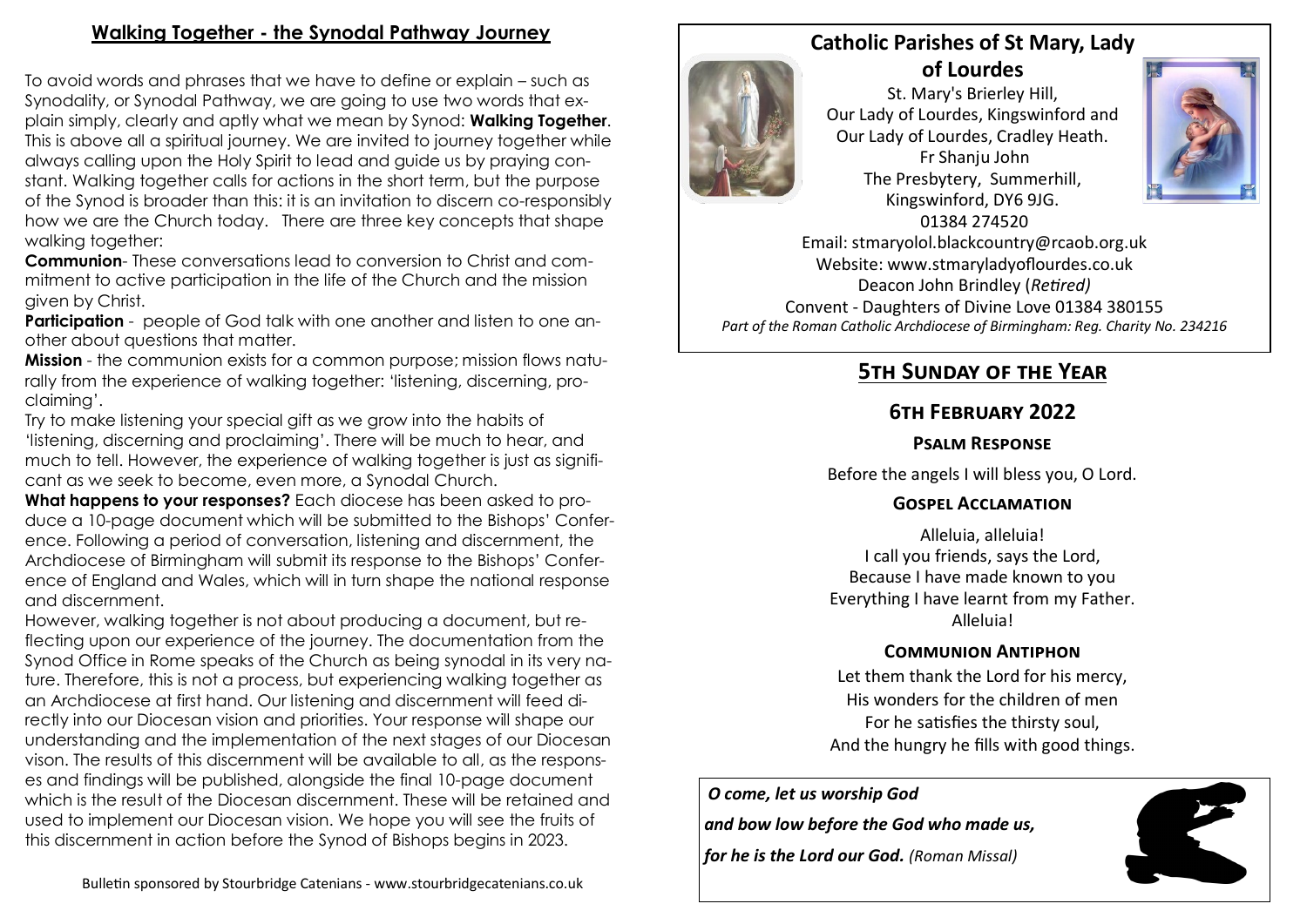## Walking Together - the Synodal Pathway Journey

To avoid words and phrases that we have to define or explain – such as Synodality, or Synodal Pathway, we are going to use two words that explain simply, clearly and aptly what we mean by Synod: **Walking Together**. This is above all a spiritual journey. We are invited to journey together while always calling upon the Holy Spirit to lead and guide us by praying constant. Walking together calls for actions in the short term, but the purpose of the Synod is broader than this: it is an invitation to discern co-responsibly how we are the Church today. There are three key concepts that shape walking together:

**Communion**- These conversations lead to conversion to Christ and commitment to active participation in the life of the Church and the mission given by Christ.

**Participation** - people of God talk with one another and listen to one another about questions that matter.

**Mission** - the communion exists for a common purpose; mission flows naturally from the experience of walking together: 'listening, discerning, proclaiming'.

Try to make listening your special gift as we grow into the habits of 'listening, discerning and proclaiming'. There will be much to hear, and much to tell. However, the experience of walking together is just as significant as we seek to become, even more, a Synodal Church.

**What happens to your responses?** Each diocese has been asked to produce a 10-page document which will be submitted to the Bishops' Conference. Following a period of conversation, listening and discernment, the Archdiocese of Birmingham will submit its response to the Bishops' Conference of England and Wales, which will in turn shape the national response and discernment.

However, walking together is not about producing a document, but reflecting upon our experience of the journey. The documentation from the Synod Office in Rome speaks of the Church as being synodal in its very nature. Therefore, this is not a process, but experiencing walking together as an Archdiocese at first hand. Our listening and discernment will feed directly into our Diocesan vision and priorities. Your response will shape our understanding and the implementation of the next stages of our Diocesan vison. The results of this discernment will be available to all, as the responses and findings will be published, alongside the final 10-page document which is the result of the Diocesan discernment. These will be retained and used to implement our Diocesan vision. We hope you will see the fruits of this discernment in action before the Synod of Bishops begins in 2023.

Bulletin sponsored by Stourbridge Catenians - www.stourbridgecatenians.co.uk

## Catholic Parishes of St Mary, Lady of Lourdes

St. Mary's Brierley Hill,
Our Lady of Lourdes, Kingswinford and
Our Lady of Lourdes, Cradley Heath.
Fr Shanju John
The Presbytery, Summerhill,
Kingswinford, DY6 9JG.
01384 274520
Email: stmaryolol.blackcountry@rcaob.org.uk
Website: www.stmaryladyoflourdes.co.uk
Deacon John Brindley (*Retired)*
Convent - Daughters of Divine Love 01384 380155
*Part of the Roman Catholic Archdiocese of Birmingham: Reg. Charity No. 234216*

## 5th Sunday of the Year

## 6th February 2022

### Psalm Response

Before the angels I will bless you, O Lord.

### Gospel Acclamation

Alleluia, alleluia!
I call you friends, says the Lord,
Because I have made known to you
Everything I have learnt from my Father.
Alleluia!

### Communion Antiphon

Let them thank the Lord for his mercy,
His wonders for the children of men
For he satisfies the thirsty soul,
And the hungry he fills with good things.

***O come, let us worship God***
***and bow low before the God who made us,***
***for he is the Lord our God.*** *(Roman Missal)*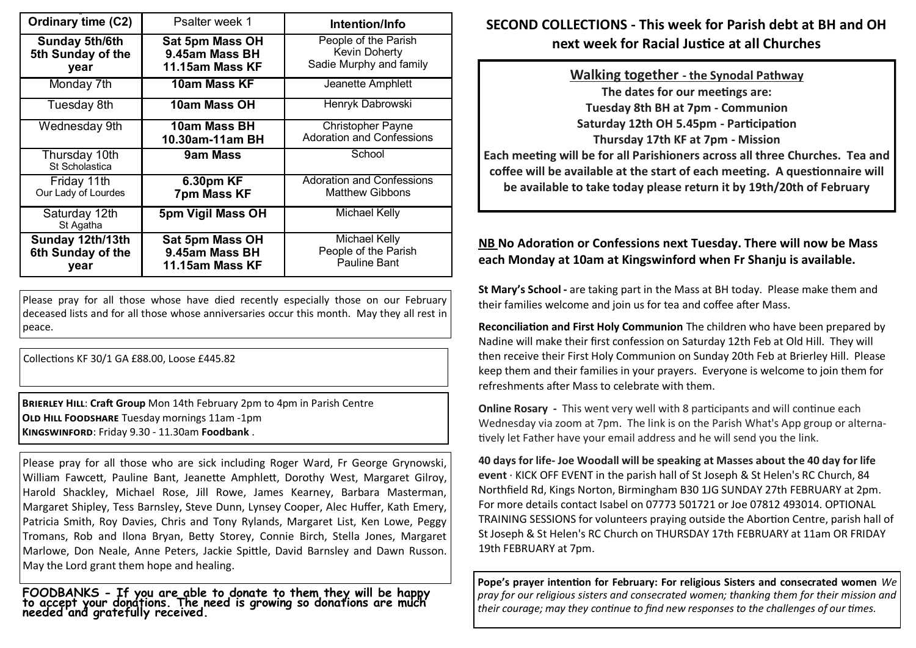| Ordinary time (C2) | Psalter week 1 | Intention/Info |
|---|---|---|
| **Sunday 5th/6th 5th Sunday of the year** | **Sat 5pm Mass OH 9.45am Mass BH 11.15am Mass KF** | People of the Parish Kevin Doherty Sadie Murphy and family |
| Monday 7th | **10am Mass KF** | Jeanette Amphlett |
| Tuesday 8th | **10am Mass OH** | Henryk Dabrowski |
| Wednesday 9th | **10am Mass BH 10.30am-11am BH** | Christopher Payne Adoration and Confessions |
| Thursday 10th St Scholastica | **9am Mass** | School |
| Friday 11th Our Lady of Lourdes | **6.30pm KF 7pm Mass KF** | Adoration and Confessions Matthew Gibbons |
| Saturday 12th St Agatha | **5pm Vigil Mass OH** | Michael Kelly |
| **Sunday 12th/13th 6th Sunday of the year** | **Sat 5pm Mass OH 9.45am Mass BH 11.15am Mass KF** | Michael Kelly People of the Parish Pauline Bant |

Please pray for all those whose have died recently especially those on our February deceased lists and for all those whose anniversaries occur this month. May they all rest in peace.

Collections KF 30/1 GA £88.00, Loose £445.82

**Brierley Hill**: **Craft Group** Mon 14th February 2pm to 4pm in Parish Centre
**Old Hill Foodshare** Tuesday mornings 11am -1pm
**Kingswinford**: Friday 9.30 - 11.30am **Foodbank** .

Please pray for all those who are sick including Roger Ward, Fr George Grynowski, William Fawcett, Pauline Bant, Jeanette Amphlett, Dorothy West, Margaret Gilroy, Harold Shackley, Michael Rose, Jill Rowe, James Kearney, Barbara Masterman, Margaret Shipley, Tess Barnsley, Steve Dunn, Lynsey Cooper, Alec Huffer, Kath Emery, Patricia Smith, Roy Davies, Chris and Tony Rylands, Margaret List, Ken Lowe, Peggy Tromans, Rob and Ilona Bryan, Betty Storey, Connie Birch, Stella Jones, Margaret Marlowe, Don Neale, Anne Peters, Jackie Spittle, David Barnsley and Dawn Russon. May the Lord grant them hope and healing.

**FOODBANKS - If you are able to donate to them they will be happy to accept your donations. The need is growing so donations are much needed and gratefully received.**

## SECOND COLLECTIONS - This week for Parish debt at BH and OH next week for Racial Justice at all Churches

**Walking together - the Synodal Pathway**

**The dates for our meetings are:**
**Tuesday 8th BH at 7pm - Communion**
**Saturday 12th OH 5.45pm - Participation**
**Thursday 17th KF at 7pm - Mission**

**Each meeting will be for all Parishioners across all three Churches. Tea and coffee will be available at the start of each meeting. A questionnaire will be available to take today please return it by 19th/20th of February**

**NB No Adoration or Confessions next Tuesday. There will now be Mass each Monday at 10am at Kingswinford when Fr Shanju is available.**

**St Mary's School -** are taking part in the Mass at BH today. Please make them and their families welcome and join us for tea and coffee after Mass.

**Reconciliation and First Holy Communion** The children who have been prepared by Nadine will make their first confession on Saturday 12th Feb at Old Hill. They will then receive their First Holy Communion on Sunday 20th Feb at Brierley Hill. Please keep them and their families in your prayers. Everyone is welcome to join them for refreshments after Mass to celebrate with them.

**Online Rosary -** This went very well with 8 participants and will continue each Wednesday via zoom at 7pm. The link is on the Parish What's App group or alternatively let Father have your email address and he will send you the link.

**40 days for life- Joe Woodall will be speaking at Masses about the 40 day for life event** · KICK OFF EVENT in the parish hall of St Joseph & St Helen's RC Church, 84 Northfield Rd, Kings Norton, Birmingham B30 1JG SUNDAY 27th FEBRUARY at 2pm. For more details contact Isabel on 07773 501721 or Joe 07812 493014. OPTIONAL TRAINING SESSIONS for volunteers praying outside the Abortion Centre, parish hall of St Joseph & St Helen's RC Church on THURSDAY 17th FEBRUARY at 11am OR FRIDAY 19th FEBRUARY at 7pm.

**Pope's prayer intention for February: For religious Sisters and consecrated women** *We pray for our religious sisters and consecrated women; thanking them for their mission and their courage; may they continue to find new responses to the challenges of our times.*